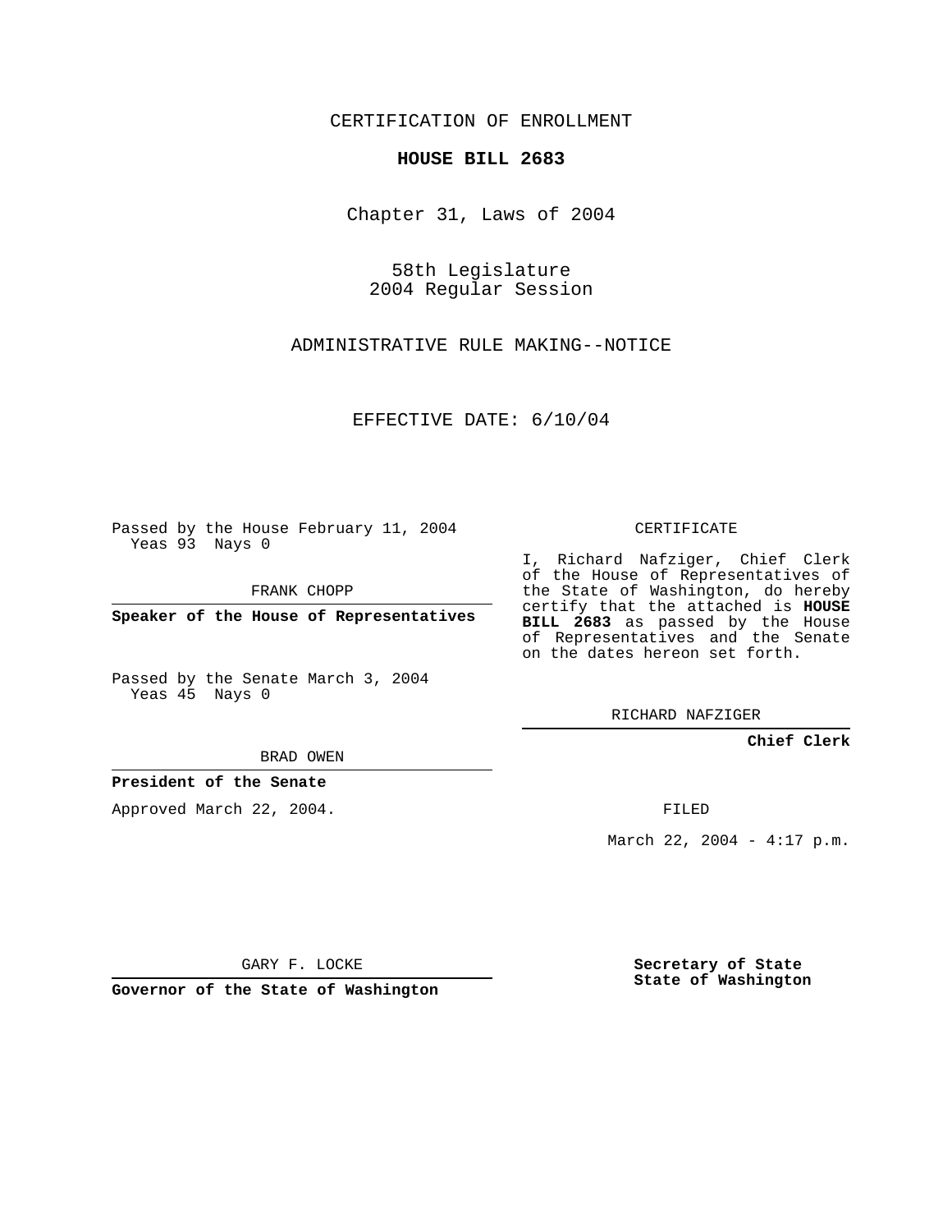CERTIFICATION OF ENROLLMENT

**HOUSE BILL 2683**

Chapter 31, Laws of 2004

58th Legislature
2004 Regular Session

ADMINISTRATIVE RULE MAKING--NOTICE

EFFECTIVE DATE: 6/10/04

Passed by the House February 11, 2004
Yeas 93 Nays 0

FRANK CHOPP

**Speaker of the House of Representatives**

Passed by the Senate March 3, 2004
Yeas 45 Nays 0

BRAD OWEN

**President of the Senate**

Approved March 22, 2004.

GARY F. LOCKE

**Governor of the State of Washington**

CERTIFICATE

I, Richard Nafziger, Chief Clerk of the House of Representatives of the State of Washington, do hereby certify that the attached is **HOUSE BILL 2683** as passed by the House of Representatives and the Senate on the dates hereon set forth.

RICHARD NAFZIGER

**Chief Clerk**

FILED

March 22, 2004 - 4:17 p.m.

**Secretary of State**
**State of Washington**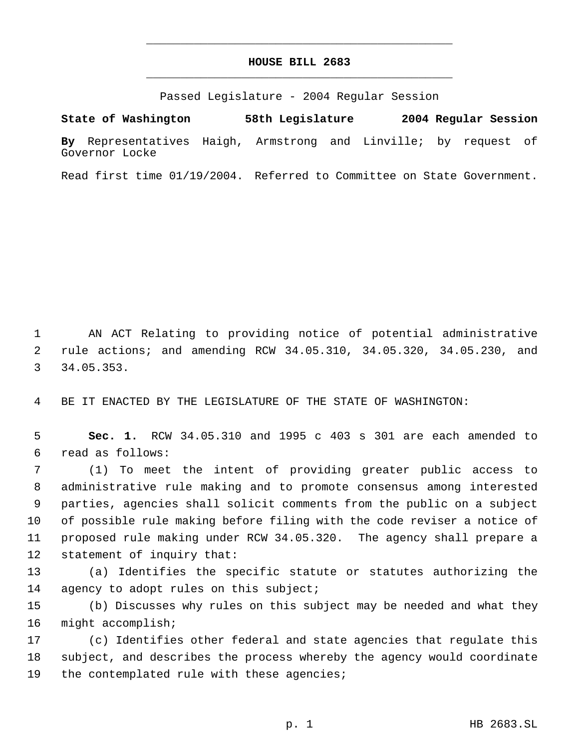# HOUSE BILL 2683

Passed Legislature - 2004 Regular Session

**State of Washington 58th Legislature 2004 Regular Session**

**By** Representatives Haigh, Armstrong and Linville; by request of Governor Locke

Read first time 01/19/2004. Referred to Committee on State Government.

AN ACT Relating to providing notice of potential administrative rule actions; and amending RCW 34.05.310, 34.05.320, 34.05.230, and 34.05.353.

BE IT ENACTED BY THE LEGISLATURE OF THE STATE OF WASHINGTON:

**Sec. 1.** RCW 34.05.310 and 1995 c 403 s 301 are each amended to read as follows:

(1) To meet the intent of providing greater public access to administrative rule making and to promote consensus among interested parties, agencies shall solicit comments from the public on a subject of possible rule making before filing with the code reviser a notice of proposed rule making under RCW 34.05.320. The agency shall prepare a statement of inquiry that:

(a) Identifies the specific statute or statutes authorizing the agency to adopt rules on this subject;

(b) Discusses why rules on this subject may be needed and what they might accomplish;

(c) Identifies other federal and state agencies that regulate this subject, and describes the process whereby the agency would coordinate the contemplated rule with these agencies;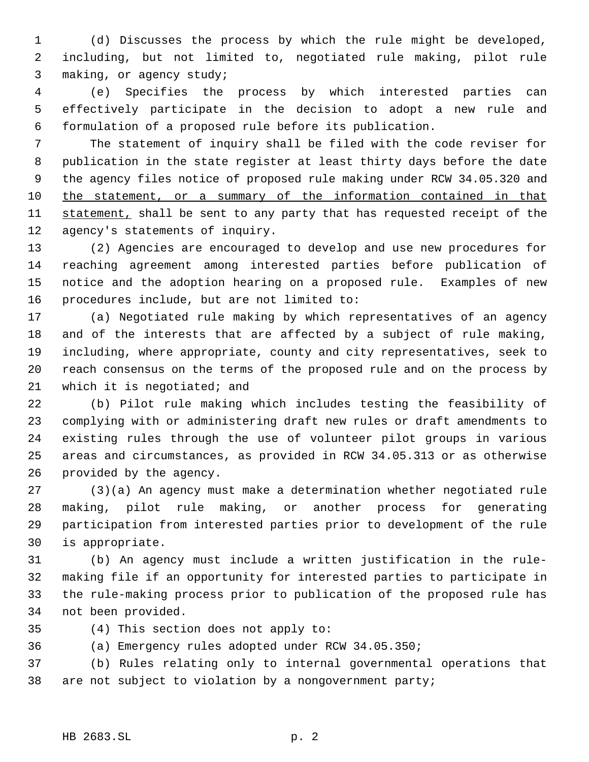(d) Discusses the process by which the rule might be developed, including, but not limited to, negotiated rule making, pilot rule making, or agency study;

(e) Specifies the process by which interested parties can effectively participate in the decision to adopt a new rule and formulation of a proposed rule before its publication.

The statement of inquiry shall be filed with the code reviser for publication in the state register at least thirty days before the date the agency files notice of proposed rule making under RCW 34.05.320 and <u>the statement, or a summary of the information contained in that statement,</u> shall be sent to any party that has requested receipt of the agency's statements of inquiry.

(2) Agencies are encouraged to develop and use new procedures for reaching agreement among interested parties before publication of notice and the adoption hearing on a proposed rule. Examples of new procedures include, but are not limited to:

(a) Negotiated rule making by which representatives of an agency and of the interests that are affected by a subject of rule making, including, where appropriate, county and city representatives, seek to reach consensus on the terms of the proposed rule and on the process by which it is negotiated; and

(b) Pilot rule making which includes testing the feasibility of complying with or administering draft new rules or draft amendments to existing rules through the use of volunteer pilot groups in various areas and circumstances, as provided in RCW 34.05.313 or as otherwise provided by the agency.

(3)(a) An agency must make a determination whether negotiated rule making, pilot rule making, or another process for generating participation from interested parties prior to development of the rule is appropriate.

(b) An agency must include a written justification in the rule-making file if an opportunity for interested parties to participate in the rule-making process prior to publication of the proposed rule has not been provided.

(4) This section does not apply to:

(a) Emergency rules adopted under RCW 34.05.350;

(b) Rules relating only to internal governmental operations that are not subject to violation by a nongovernment party;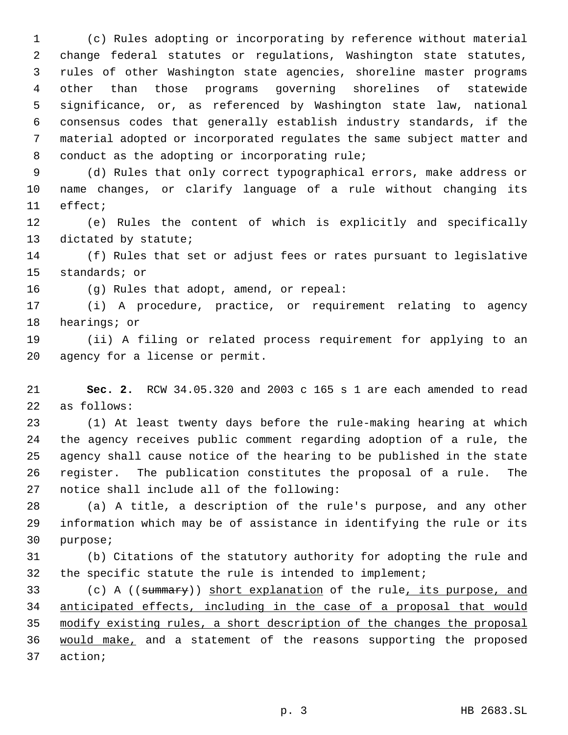(c) Rules adopting or incorporating by reference without material change federal statutes or regulations, Washington state statutes, rules of other Washington state agencies, shoreline master programs other than those programs governing shorelines of statewide significance, or, as referenced by Washington state law, national consensus codes that generally establish industry standards, if the material adopted or incorporated regulates the same subject matter and conduct as the adopting or incorporating rule;

(d) Rules that only correct typographical errors, make address or name changes, or clarify language of a rule without changing its effect;

(e) Rules the content of which is explicitly and specifically dictated by statute;

(f) Rules that set or adjust fees or rates pursuant to legislative standards; or

(g) Rules that adopt, amend, or repeal:

(i) A procedure, practice, or requirement relating to agency hearings; or

(ii) A filing or related process requirement for applying to an agency for a license or permit.

**Sec. 2.** RCW 34.05.320 and 2003 c 165 s 1 are each amended to read as follows:

(1) At least twenty days before the rule-making hearing at which the agency receives public comment regarding adoption of a rule, the agency shall cause notice of the hearing to be published in the state register. The publication constitutes the proposal of a rule. The notice shall include all of the following:

(a) A title, a description of the rule's purpose, and any other information which may be of assistance in identifying the rule or its purpose;

(b) Citations of the statutory authority for adopting the rule and the specific statute the rule is intended to implement;

(c) A ((~~summary~~)) <u>short explanation</u> of the rule<u>, its purpose, and anticipated effects, including in the case of a proposal that would modify existing rules, a short description of the changes the proposal would make,</u> and a statement of the reasons supporting the proposed action;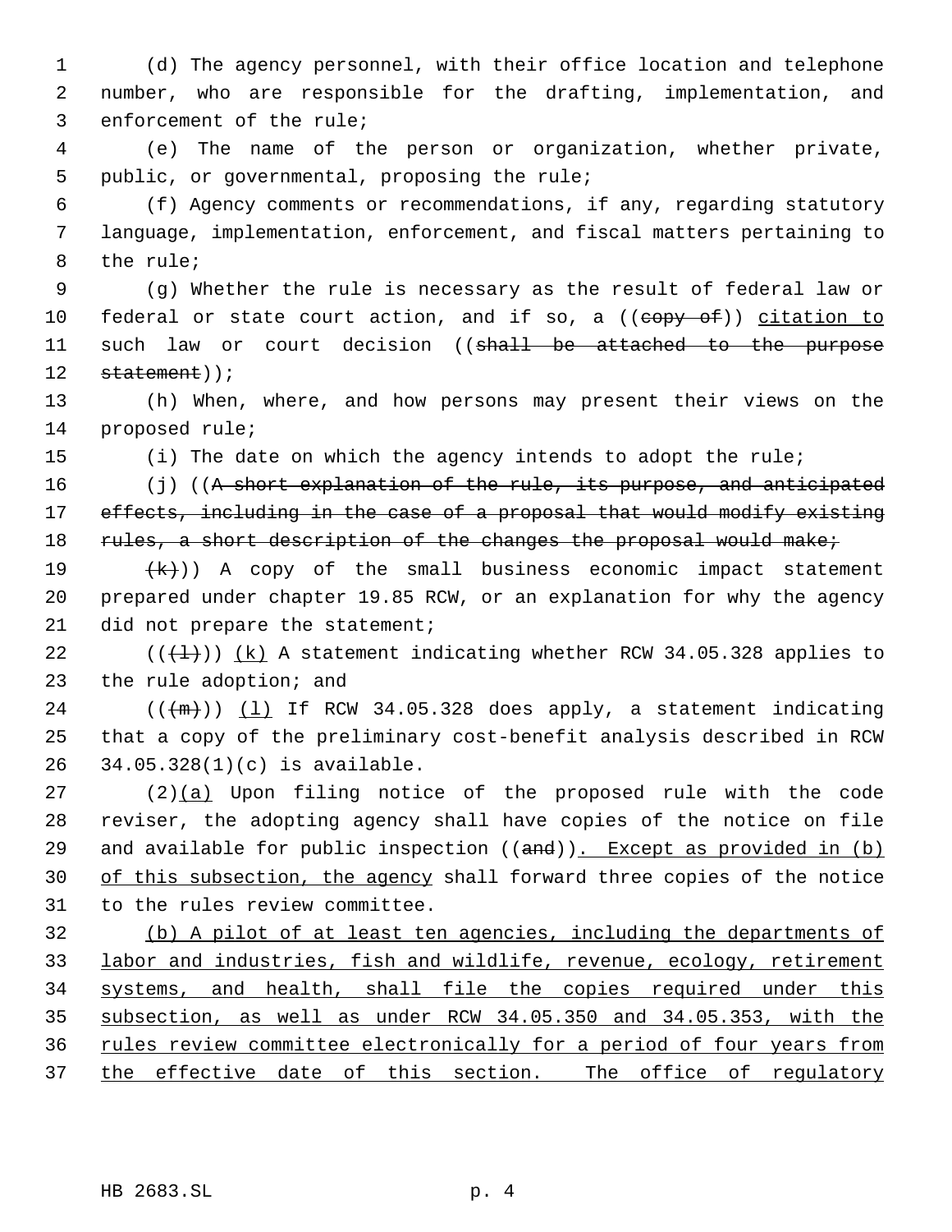(d) The agency personnel, with their office location and telephone number, who are responsible for the drafting, implementation, and enforcement of the rule;

(e) The name of the person or organization, whether private, public, or governmental, proposing the rule;

(f) Agency comments or recommendations, if any, regarding statutory language, implementation, enforcement, and fiscal matters pertaining to the rule;

(g) Whether the rule is necessary as the result of federal law or federal or state court action, and if so, a ((~~copy of~~)) <u>citation to</u> such law or court decision ((~~shall be attached to the purpose statement~~));

(h) When, where, and how persons may present their views on the proposed rule;

(i) The date on which the agency intends to adopt the rule;

(j) ((~~A short explanation of the rule, its purpose, and anticipated effects, including in the case of a proposal that would modify existing rules, a short description of the changes the proposal would make;~~

~~(k)~~)) A copy of the small business economic impact statement prepared under chapter 19.85 RCW, or an explanation for why the agency did not prepare the statement;

((~~(l)~~)) <u>(k)</u> A statement indicating whether RCW 34.05.328 applies to the rule adoption; and

((~~(m)~~)) <u>(l)</u> If RCW 34.05.328 does apply, a statement indicating that a copy of the preliminary cost-benefit analysis described in RCW 34.05.328(1)(c) is available.

(2)<u>(a)</u> Upon filing notice of the proposed rule with the code reviser, the adopting agency shall have copies of the notice on file and available for public inspection ((~~and~~))<u>. Except as provided in (b) of this subsection, the agency</u> shall forward three copies of the notice to the rules review committee.

<u>(b) A pilot of at least ten agencies, including the departments of labor and industries, fish and wildlife, revenue, ecology, retirement systems, and health, shall file the copies required under this subsection, as well as under RCW 34.05.350 and 34.05.353, with the rules review committee electronically for a period of four years from the effective date of this section. The office of regulatory</u>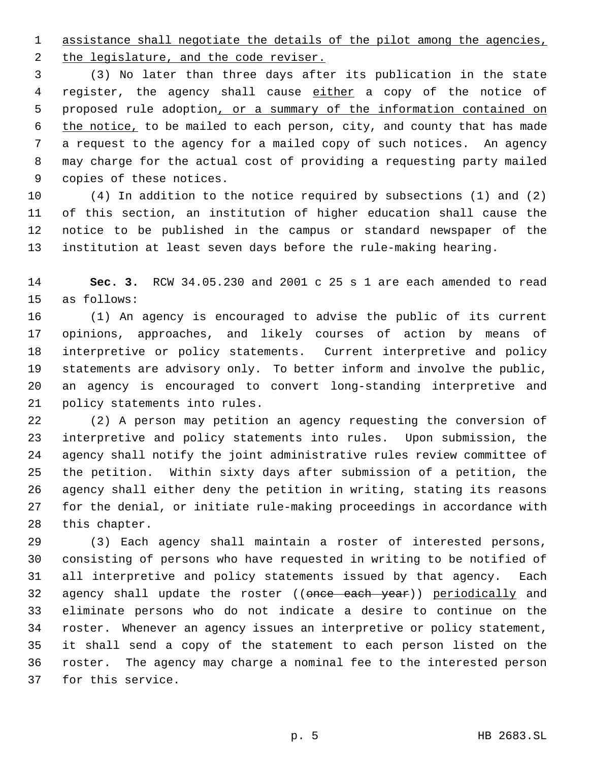assistance shall negotiate the details of the pilot among the agencies, the legislature, and the code reviser.

(3) No later than three days after its publication in the state register, the agency shall cause either a copy of the notice of proposed rule adoption, or a summary of the information contained on the notice, to be mailed to each person, city, and county that has made a request to the agency for a mailed copy of such notices. An agency may charge for the actual cost of providing a requesting party mailed copies of these notices.

(4) In addition to the notice required by subsections (1) and (2) of this section, an institution of higher education shall cause the notice to be published in the campus or standard newspaper of the institution at least seven days before the rule-making hearing.

**Sec. 3.** RCW 34.05.230 and 2001 c 25 s 1 are each amended to read as follows:

(1) An agency is encouraged to advise the public of its current opinions, approaches, and likely courses of action by means of interpretive or policy statements. Current interpretive and policy statements are advisory only. To better inform and involve the public, an agency is encouraged to convert long-standing interpretive and policy statements into rules.

(2) A person may petition an agency requesting the conversion of interpretive and policy statements into rules. Upon submission, the agency shall notify the joint administrative rules review committee of the petition. Within sixty days after submission of a petition, the agency shall either deny the petition in writing, stating its reasons for the denial, or initiate rule-making proceedings in accordance with this chapter.

(3) Each agency shall maintain a roster of interested persons, consisting of persons who have requested in writing to be notified of all interpretive and policy statements issued by that agency. Each agency shall update the roster ((~~once each year~~)) periodically and eliminate persons who do not indicate a desire to continue on the roster. Whenever an agency issues an interpretive or policy statement, it shall send a copy of the statement to each person listed on the roster. The agency may charge a nominal fee to the interested person for this service.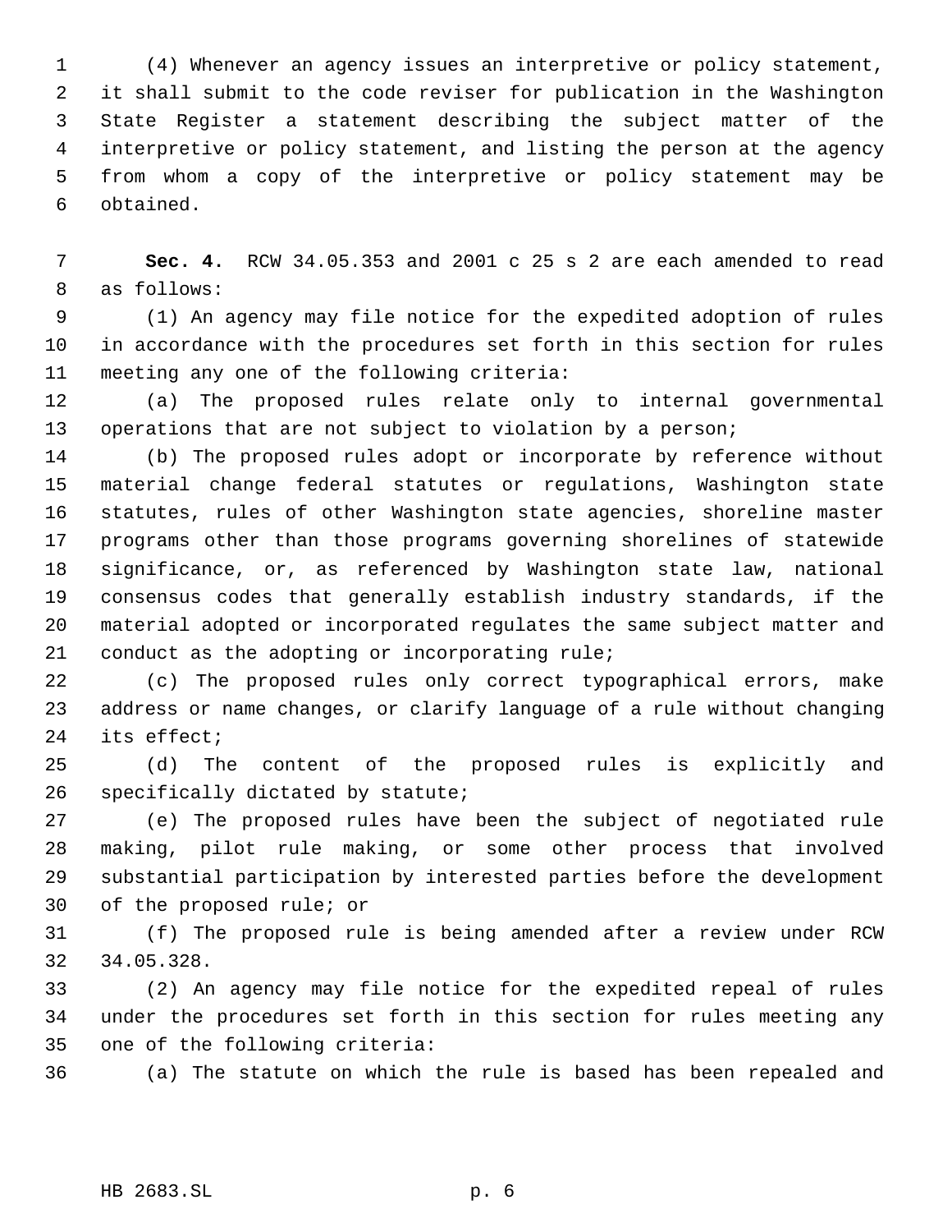(4) Whenever an agency issues an interpretive or policy statement, it shall submit to the code reviser for publication in the Washington State Register a statement describing the subject matter of the interpretive or policy statement, and listing the person at the agency from whom a copy of the interpretive or policy statement may be obtained.

**Sec. 4.** RCW 34.05.353 and 2001 c 25 s 2 are each amended to read as follows:

(1) An agency may file notice for the expedited adoption of rules in accordance with the procedures set forth in this section for rules meeting any one of the following criteria:

(a) The proposed rules relate only to internal governmental operations that are not subject to violation by a person;

(b) The proposed rules adopt or incorporate by reference without material change federal statutes or regulations, Washington state statutes, rules of other Washington state agencies, shoreline master programs other than those programs governing shorelines of statewide significance, or, as referenced by Washington state law, national consensus codes that generally establish industry standards, if the material adopted or incorporated regulates the same subject matter and conduct as the adopting or incorporating rule;

(c) The proposed rules only correct typographical errors, make address or name changes, or clarify language of a rule without changing its effect;

(d) The content of the proposed rules is explicitly and specifically dictated by statute;

(e) The proposed rules have been the subject of negotiated rule making, pilot rule making, or some other process that involved substantial participation by interested parties before the development of the proposed rule; or

(f) The proposed rule is being amended after a review under RCW 34.05.328.

(2) An agency may file notice for the expedited repeal of rules under the procedures set forth in this section for rules meeting any one of the following criteria:

(a) The statute on which the rule is based has been repealed and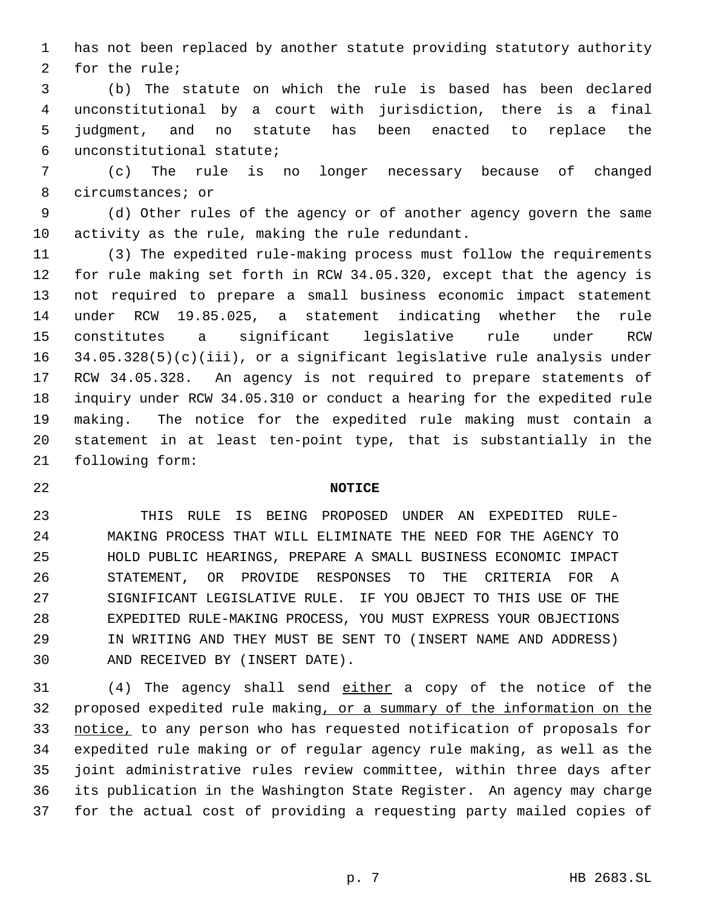has not been replaced by another statute providing statutory authority for the rule;

(b) The statute on which the rule is based has been declared unconstitutional by a court with jurisdiction, there is a final judgment, and no statute has been enacted to replace the unconstitutional statute;

(c) The rule is no longer necessary because of changed circumstances; or

(d) Other rules of the agency or of another agency govern the same activity as the rule, making the rule redundant.

(3) The expedited rule-making process must follow the requirements for rule making set forth in RCW 34.05.320, except that the agency is not required to prepare a small business economic impact statement under RCW 19.85.025, a statement indicating whether the rule constitutes a significant legislative rule under RCW 34.05.328(5)(c)(iii), or a significant legislative rule analysis under RCW 34.05.328. An agency is not required to prepare statements of inquiry under RCW 34.05.310 or conduct a hearing for the expedited rule making. The notice for the expedited rule making must contain a statement in at least ten-point type, that is substantially in the following form:

**NOTICE**

> THIS RULE IS BEING PROPOSED UNDER AN EXPEDITED RULE-MAKING PROCESS THAT WILL ELIMINATE THE NEED FOR THE AGENCY TO HOLD PUBLIC HEARINGS, PREPARE A SMALL BUSINESS ECONOMIC IMPACT STATEMENT, OR PROVIDE RESPONSES TO THE CRITERIA FOR A SIGNIFICANT LEGISLATIVE RULE. IF YOU OBJECT TO THIS USE OF THE EXPEDITED RULE-MAKING PROCESS, YOU MUST EXPRESS YOUR OBJECTIONS IN WRITING AND THEY MUST BE SENT TO (INSERT NAME AND ADDRESS) AND RECEIVED BY (INSERT DATE).

(4) The agency shall send <u>either</u> a copy of the notice of the proposed expedited rule making<u>, or a summary of the information on the notice,</u> to any person who has requested notification of proposals for expedited rule making or of regular agency rule making, as well as the joint administrative rules review committee, within three days after its publication in the Washington State Register. An agency may charge for the actual cost of providing a requesting party mailed copies of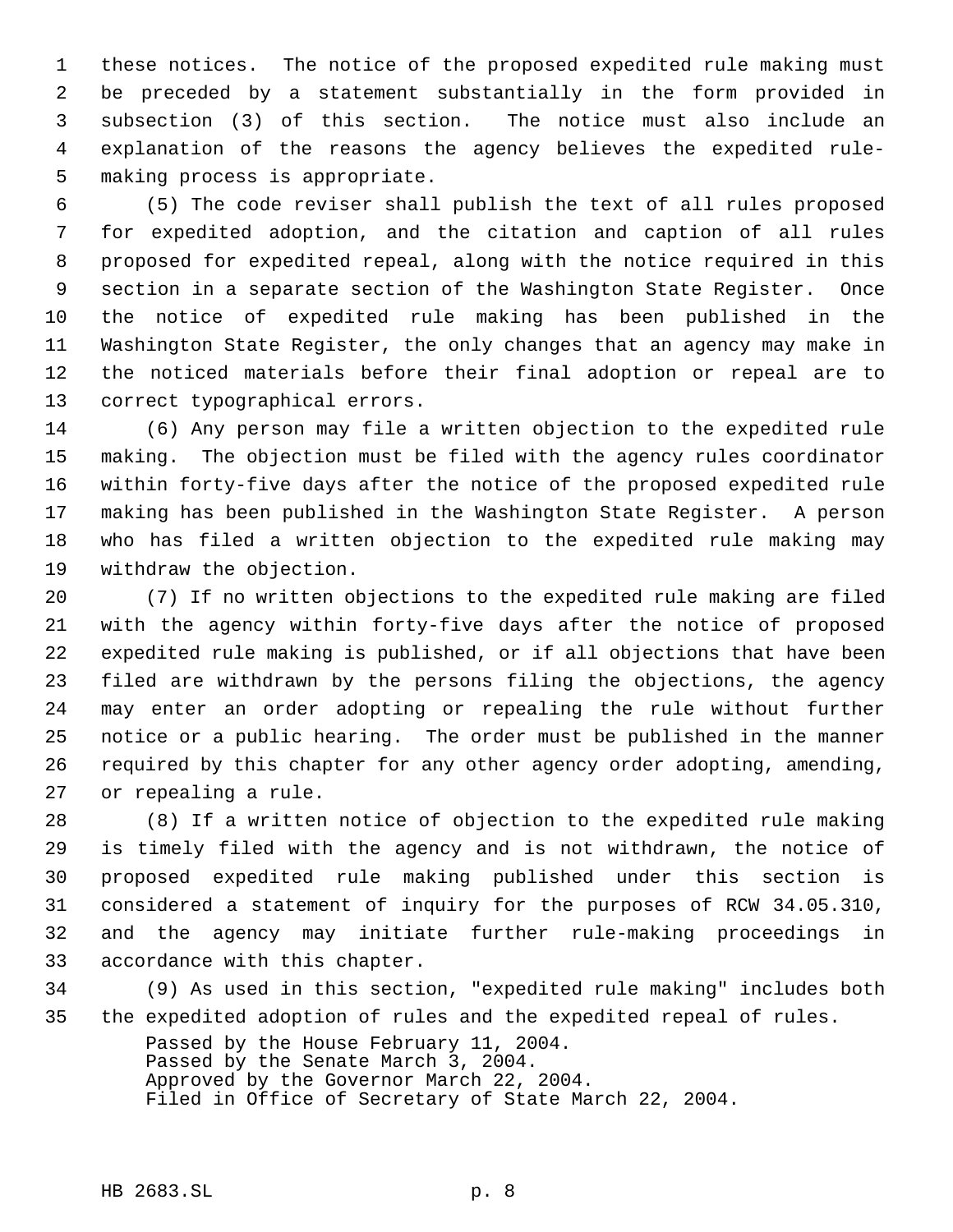these notices. The notice of the proposed expedited rule making must be preceded by a statement substantially in the form provided in subsection (3) of this section. The notice must also include an explanation of the reasons the agency believes the expedited rule-making process is appropriate.

(5) The code reviser shall publish the text of all rules proposed for expedited adoption, and the citation and caption of all rules proposed for expedited repeal, along with the notice required in this section in a separate section of the Washington State Register. Once the notice of expedited rule making has been published in the Washington State Register, the only changes that an agency may make in the noticed materials before their final adoption or repeal are to correct typographical errors.

(6) Any person may file a written objection to the expedited rule making. The objection must be filed with the agency rules coordinator within forty-five days after the notice of the proposed expedited rule making has been published in the Washington State Register. A person who has filed a written objection to the expedited rule making may withdraw the objection.

(7) If no written objections to the expedited rule making are filed with the agency within forty-five days after the notice of proposed expedited rule making is published, or if all objections that have been filed are withdrawn by the persons filing the objections, the agency may enter an order adopting or repealing the rule without further notice or a public hearing. The order must be published in the manner required by this chapter for any other agency order adopting, amending, or repealing a rule.

(8) If a written notice of objection to the expedited rule making is timely filed with the agency and is not withdrawn, the notice of proposed expedited rule making published under this section is considered a statement of inquiry for the purposes of RCW 34.05.310, and the agency may initiate further rule-making proceedings in accordance with this chapter.

(9) As used in this section, "expedited rule making" includes both the expedited adoption of rules and the expedited repeal of rules.

Passed by the House February 11, 2004.
Passed by the Senate March 3, 2004.
Approved by the Governor March 22, 2004.
Filed in Office of Secretary of State March 22, 2004.